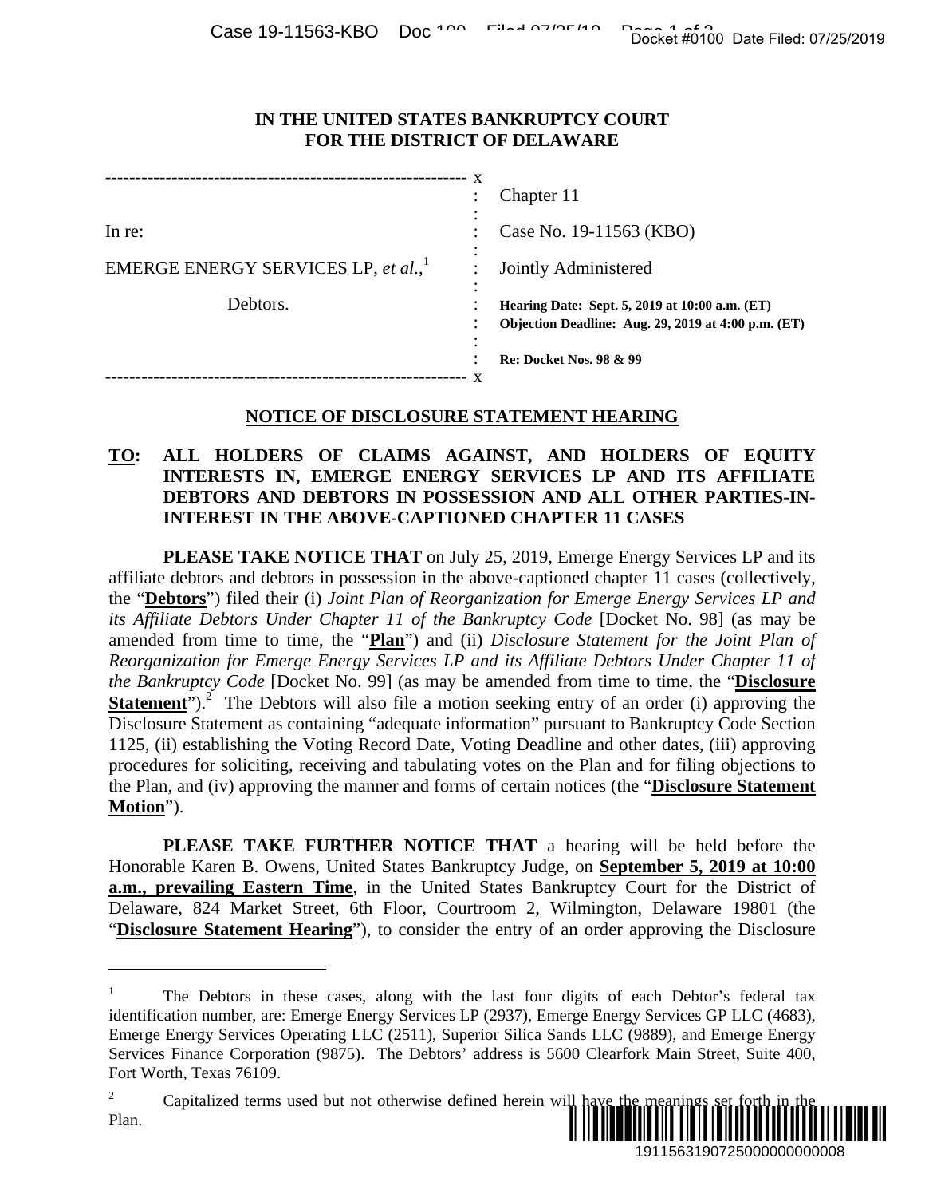**IN THE UNITED STATES BANKRUPTCY COURT**
**FOR THE DISTRICT OF DELAWARE**

| | |
|---|---|
| In re: | Chapter 11 |
| EMERGE ENERGY SERVICES LP, *et al.*,[1] | Case No. 19-11563 (KBO) |
| Debtors. | Jointly Administered |
| | **Hearing Date: Sept. 5, 2019 at 10:00 a.m. (ET)** |
| | **Objection Deadline: Aug. 29, 2019 at 4:00 p.m. (ET)** |
| | **Re: Docket Nos. 98 & 99** |

**NOTICE OF DISCLOSURE STATEMENT HEARING**

**TO: ALL HOLDERS OF CLAIMS AGAINST, AND HOLDERS OF EQUITY INTERESTS IN, EMERGE ENERGY SERVICES LP AND ITS AFFILIATE DEBTORS AND DEBTORS IN POSSESSION AND ALL OTHER PARTIES-IN-INTEREST IN THE ABOVE-CAPTIONED CHAPTER 11 CASES**

**PLEASE TAKE NOTICE THAT** on July 25, 2019, Emerge Energy Services LP and its affiliate debtors and debtors in possession in the above-captioned chapter 11 cases (collectively, the "**Debtors**") filed their (i) *Joint Plan of Reorganization for Emerge Energy Services LP and its Affiliate Debtors Under Chapter 11 of the Bankruptcy Code* [Docket No. 98] (as may be amended from time to time, the "**Plan**") and (ii) *Disclosure Statement for the Joint Plan of Reorganization for Emerge Energy Services LP and its Affiliate Debtors Under Chapter 11 of the Bankruptcy Code* [Docket No. 99] (as may be amended from time to time, the "**Disclosure Statement**").[2] The Debtors will also file a motion seeking entry of an order (i) approving the Disclosure Statement as containing "adequate information" pursuant to Bankruptcy Code Section 1125, (ii) establishing the Voting Record Date, Voting Deadline and other dates, (iii) approving procedures for soliciting, receiving and tabulating votes on the Plan and for filing objections to the Plan, and (iv) approving the manner and forms of certain notices (the "**Disclosure Statement Motion**").

**PLEASE TAKE FURTHER NOTICE THAT** a hearing will be held before the Honorable Karen B. Owens, United States Bankruptcy Judge, on **September 5, 2019 at 10:00 a.m., prevailing Eastern Time**, in the United States Bankruptcy Court for the District of Delaware, 824 Market Street, 6th Floor, Courtroom 2, Wilmington, Delaware 19801 (the "**Disclosure Statement Hearing**"), to consider the entry of an order approving the Disclosure

---

[1] The Debtors in these cases, along with the last four digits of each Debtor's federal tax identification number, are: Emerge Energy Services LP (2937), Emerge Energy Services GP LLC (4683), Emerge Energy Services Operating LLC (2511), Superior Silica Sands LLC (9889), and Emerge Energy Services Finance Corporation (9875). The Debtors' address is 5600 Clearfork Main Street, Suite 400, Fort Worth, Texas 76109.

[2] Capitalized terms used but not otherwise defined herein will have the meanings set forth in the Plan.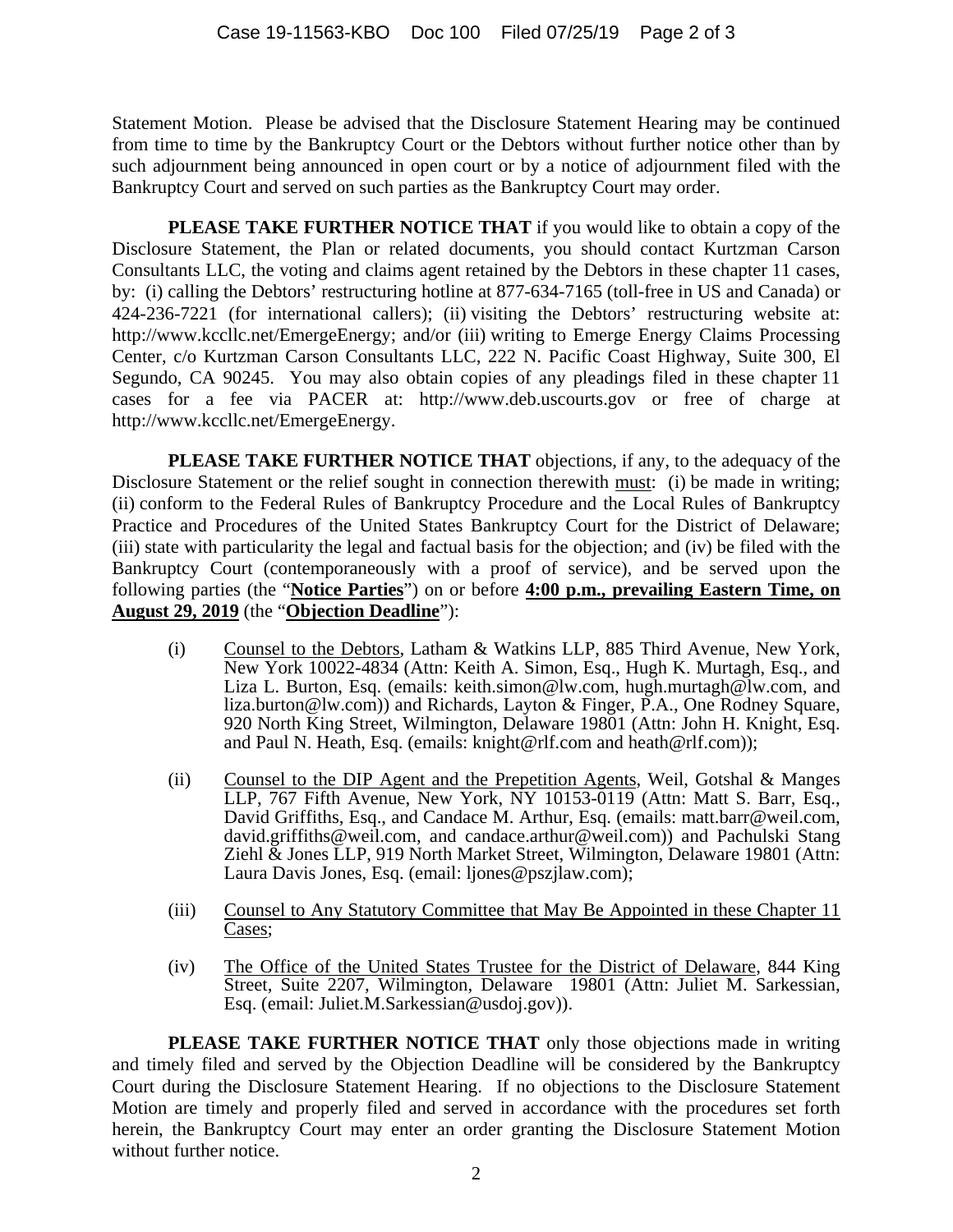Statement Motion. Please be advised that the Disclosure Statement Hearing may be continued from time to time by the Bankruptcy Court or the Debtors without further notice other than by such adjournment being announced in open court or by a notice of adjournment filed with the Bankruptcy Court and served on such parties as the Bankruptcy Court may order.

**PLEASE TAKE FURTHER NOTICE THAT** if you would like to obtain a copy of the Disclosure Statement, the Plan or related documents, you should contact Kurtzman Carson Consultants LLC, the voting and claims agent retained by the Debtors in these chapter 11 cases, by: (i) calling the Debtors' restructuring hotline at 877-634-7165 (toll-free in US and Canada) or 424-236-7221 (for international callers); (ii) visiting the Debtors' restructuring website at: http://www.kccllc.net/EmergeEnergy; and/or (iii) writing to Emerge Energy Claims Processing Center, c/o Kurtzman Carson Consultants LLC, 222 N. Pacific Coast Highway, Suite 300, El Segundo, CA 90245. You may also obtain copies of any pleadings filed in these chapter 11 cases for a fee via PACER at: http://www.deb.uscourts.gov or free of charge at http://www.kccllc.net/EmergeEnergy.

**PLEASE TAKE FURTHER NOTICE THAT** objections, if any, to the adequacy of the Disclosure Statement or the relief sought in connection therewith must: (i) be made in writing; (ii) conform to the Federal Rules of Bankruptcy Procedure and the Local Rules of Bankruptcy Practice and Procedures of the United States Bankruptcy Court for the District of Delaware; (iii) state with particularity the legal and factual basis for the objection; and (iv) be filed with the Bankruptcy Court (contemporaneously with a proof of service), and be served upon the following parties (the "**Notice Parties**") on or before **4:00 p.m., prevailing Eastern Time, on August 29, 2019** (the "**Objection Deadline**"):

(i) Counsel to the Debtors, Latham & Watkins LLP, 885 Third Avenue, New York, New York 10022-4834 (Attn: Keith A. Simon, Esq., Hugh K. Murtagh, Esq., and Liza L. Burton, Esq. (emails: keith.simon@lw.com, hugh.murtagh@lw.com, and liza.burton@lw.com)) and Richards, Layton & Finger, P.A., One Rodney Square, 920 North King Street, Wilmington, Delaware 19801 (Attn: John H. Knight, Esq. and Paul N. Heath, Esq. (emails: knight@rlf.com and heath@rlf.com));

(ii) Counsel to the DIP Agent and the Prepetition Agents, Weil, Gotshal & Manges LLP, 767 Fifth Avenue, New York, NY 10153-0119 (Attn: Matt S. Barr, Esq., David Griffiths, Esq., and Candace M. Arthur, Esq. (emails: matt.barr@weil.com, david.griffiths@weil.com, and candace.arthur@weil.com)) and Pachulski Stang Ziehl & Jones LLP, 919 North Market Street, Wilmington, Delaware 19801 (Attn: Laura Davis Jones, Esq. (email: ljones@pszjlaw.com);

(iii) Counsel to Any Statutory Committee that May Be Appointed in these Chapter 11 Cases;

(iv) The Office of the United States Trustee for the District of Delaware, 844 King Street, Suite 2207, Wilmington, Delaware 19801 (Attn: Juliet M. Sarkessian, Esq. (email: Juliet.M.Sarkessian@usdoj.gov)).

**PLEASE TAKE FURTHER NOTICE THAT** only those objections made in writing and timely filed and served by the Objection Deadline will be considered by the Bankruptcy Court during the Disclosure Statement Hearing. If no objections to the Disclosure Statement Motion are timely and properly filed and served in accordance with the procedures set forth herein, the Bankruptcy Court may enter an order granting the Disclosure Statement Motion without further notice.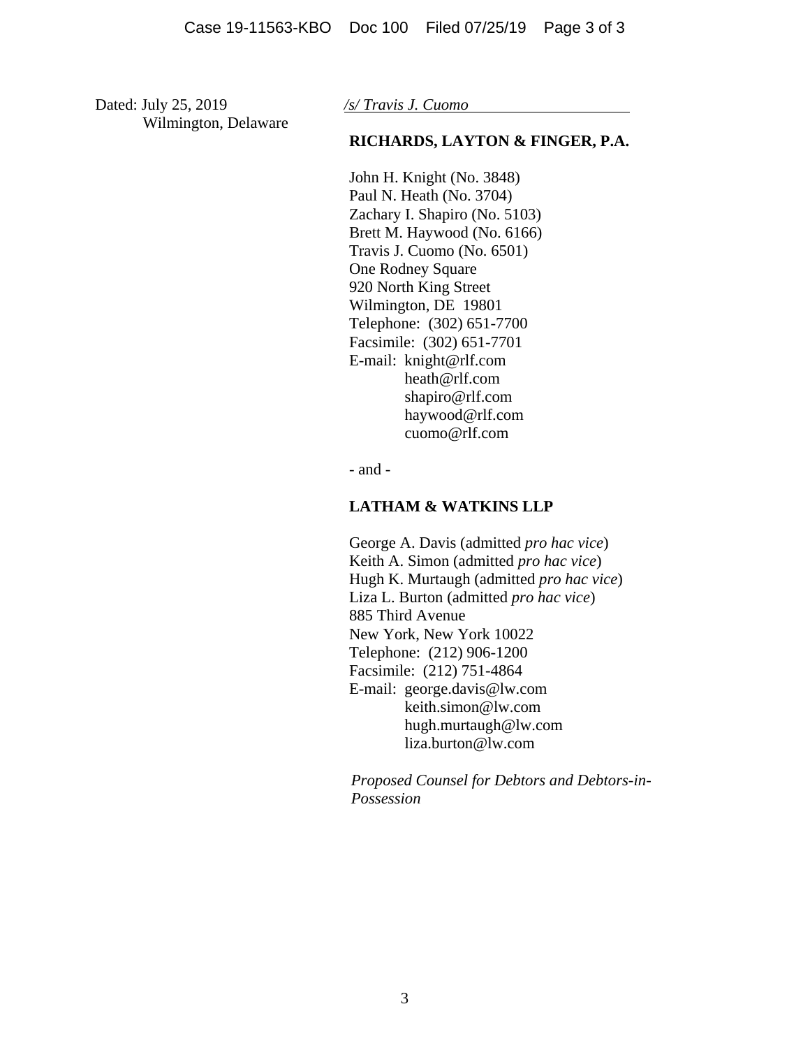Dated: July 25, 2019
Wilmington, Delaware

*/s/ Travis J. Cuomo*

**RICHARDS, LAYTON & FINGER, P.A.**

John H. Knight (No. 3848)
Paul N. Heath (No. 3704)
Zachary I. Shapiro (No. 5103)
Brett M. Haywood (No. 6166)
Travis J. Cuomo (No. 6501)
One Rodney Square
920 North King Street
Wilmington, DE 19801
Telephone: (302) 651-7700
Facsimile: (302) 651-7701
E-mail: knight@rlf.com
heath@rlf.com
shapiro@rlf.com
haywood@rlf.com
cuomo@rlf.com

- and -

**LATHAM & WATKINS LLP**

George A. Davis (admitted *pro hac vice*)
Keith A. Simon (admitted *pro hac vice*)
Hugh K. Murtaugh (admitted *pro hac vice*)
Liza L. Burton (admitted *pro hac vice*)
885 Third Avenue
New York, New York 10022
Telephone: (212) 906-1200
Facsimile: (212) 751-4864
E-mail: george.davis@lw.com
keith.simon@lw.com
hugh.murtaugh@lw.com
liza.burton@lw.com

*Proposed Counsel for Debtors and Debtors-in-Possession*